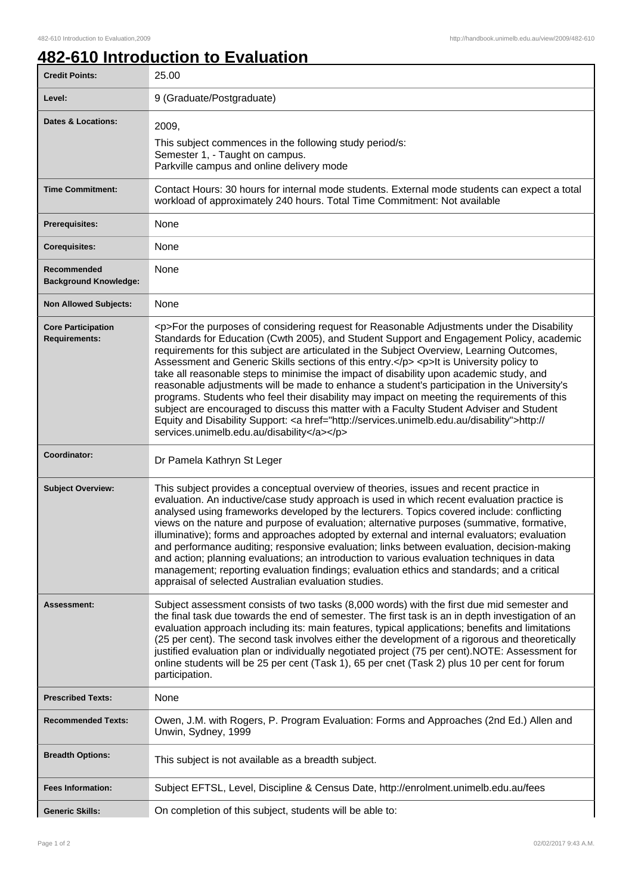# 482-610 Introduction to Evaluation

| | |
|---|---|
| **Credit Points:** | 25.00 |
| **Level:** | 9 (Graduate/Postgraduate) |
| **Dates & Locations:** | 2009,<br>This subject commences in the following study period/s:<br>Semester 1, - Taught on campus.<br>Parkville campus and online delivery mode |
| **Time Commitment:** | Contact Hours: 30 hours for internal mode students. External mode students can expect a total workload of approximately 240 hours. Total Time Commitment: Not available |
| **Prerequisites:** | None |
| **Corequisites:** | None |
| **Recommended Background Knowledge:** | None |
| **Non Allowed Subjects:** | None |
| **Core Participation Requirements:** | <p>For the purposes of considering request for Reasonable Adjustments under the Disability Standards for Education (Cwth 2005), and Student Support and Engagement Policy, academic requirements for this subject are articulated in the Subject Overview, Learning Outcomes, Assessment and Generic Skills sections of this entry.</p> <p>It is University policy to take all reasonable steps to minimise the impact of disability upon academic study, and reasonable adjustments will be made to enhance a student's participation in the University's programs. Students who feel their disability may impact on meeting the requirements of this subject are encouraged to discuss this matter with a Faculty Student Adviser and Student Equity and Disability Support: <a href="http://services.unimelb.edu.au/disability">http://services.unimelb.edu.au/disability</a></p> |
| **Coordinator:** | Dr Pamela Kathryn St Leger |
| **Subject Overview:** | This subject provides a conceptual overview of theories, issues and recent practice in evaluation. An inductive/case study approach is used in which recent evaluation practice is analysed using frameworks developed by the lecturers. Topics covered include: conflicting views on the nature and purpose of evaluation; alternative purposes (summative, formative, illuminative); forms and approaches adopted by external and internal evaluators; evaluation and performance auditing; responsive evaluation; links between evaluation, decision-making and action; planning evaluations; an introduction to various evaluation techniques in data management; reporting evaluation findings; evaluation ethics and standards; and a critical appraisal of selected Australian evaluation studies. |
| **Assessment:** | Subject assessment consists of two tasks (8,000 words) with the first due mid semester and the final task due towards the end of semester. The first task is an in depth investigation of an evaluation approach including its: main features, typical applications; benefits and limitations (25 per cent). The second task involves either the development of a rigorous and theoretically justified evaluation plan or individually negotiated project (75 per cent).NOTE: Assessment for online students will be 25 per cent (Task 1), 65 per cnet (Task 2) plus 10 per cent for forum participation. |
| **Prescribed Texts:** | None |
| **Recommended Texts:** | Owen, J.M. with Rogers, P. Program Evaluation: Forms and Approaches (2nd Ed.) Allen and Unwin, Sydney, 1999 |
| **Breadth Options:** | This subject is not available as a breadth subject. |
| **Fees Information:** | Subject EFTSL, Level, Discipline & Census Date, http://enrolment.unimelb.edu.au/fees |
| **Generic Skills:** | On completion of this subject, students will be able to: |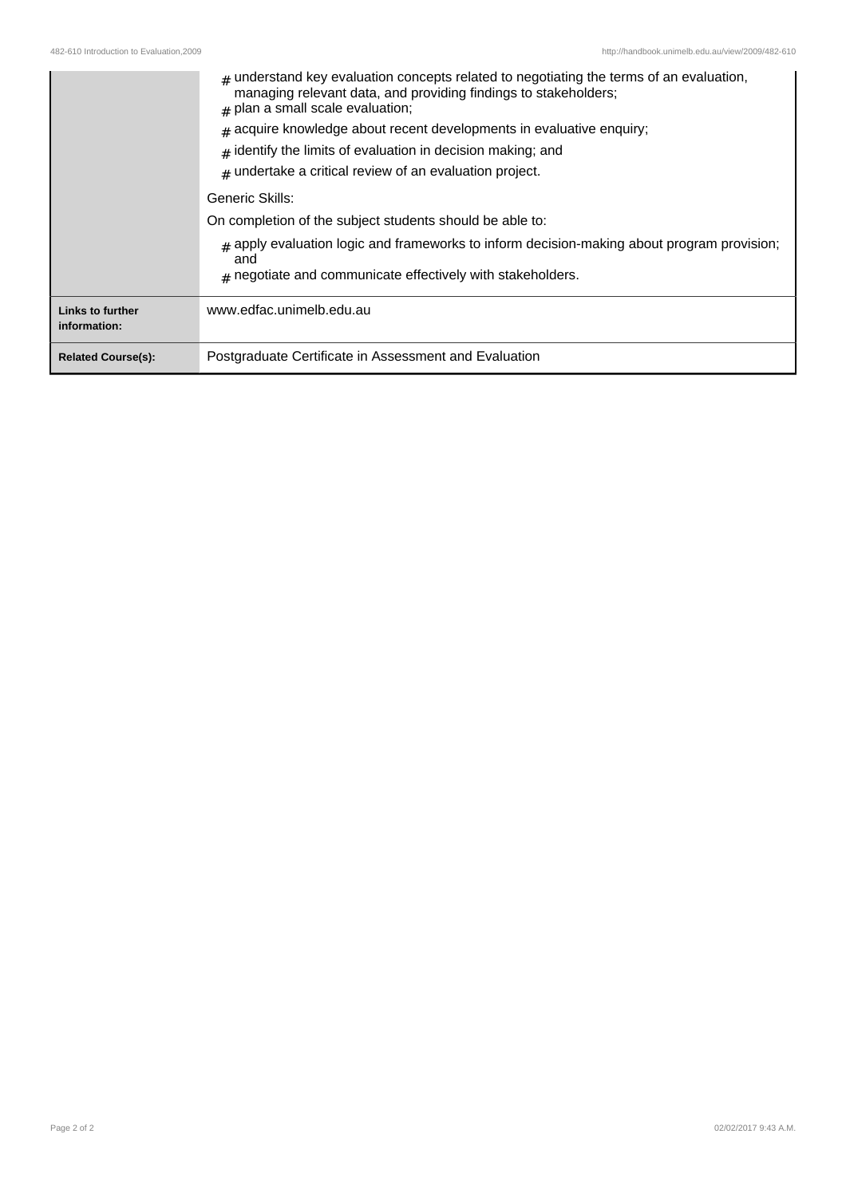| | |
|---|---|
| | # understand key evaluation concepts related to negotiating the terms of an evaluation, managing relevant data, and providing findings to stakeholders;<br># plan a small scale evaluation;<br># acquire knowledge about recent developments in evaluative enquiry;<br># identify the limits of evaluation in decision making; and<br># undertake a critical review of an evaluation project.<br><br>Generic Skills:<br><br>On completion of the subject students should be able to:<br><br># apply evaluation logic and frameworks to inform decision-making about program provision; and<br># negotiate and communicate effectively with stakeholders. |
| **Links to further information:** | www.edfac.unimelb.edu.au |
| **Related Course(s):** | Postgraduate Certificate in Assessment and Evaluation |